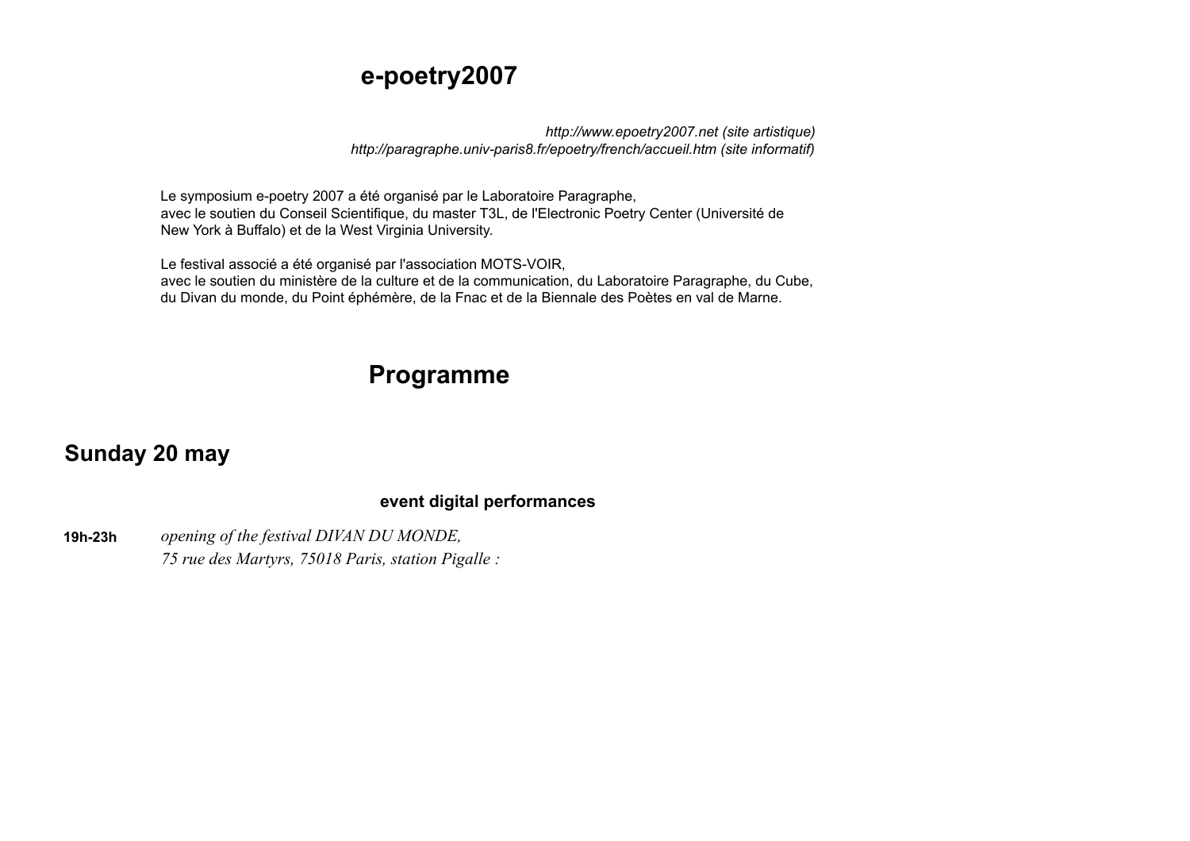# e-poetry2007

*http://www.epoetry2007.net (site artistique)*
*http://paragraphe.univ-paris8.fr/epoetry/french/accueil.htm (site informatif)*

Le symposium e-poetry 2007 a été organisé par le Laboratoire Paragraphe,
avec le soutien du Conseil Scientifique, du master T3L, de l'Electronic Poetry Center (Université de New York à Buffalo) et de la West Virginia University.

Le festival associé a été organisé par l'association MOTS-VOIR,
avec le soutien du ministère de la culture et de la communication, du Laboratoire Paragraphe, du Cube, du Divan du monde, du Point éphémère, de la Fnac et de la Biennale des Poètes en val de Marne.

# Programme

## Sunday 20 may

### event digital performances

**19h-23h** *opening of the festival DIVAN DU MONDE,*
*75 rue des Martyrs, 75018 Paris, station Pigalle :*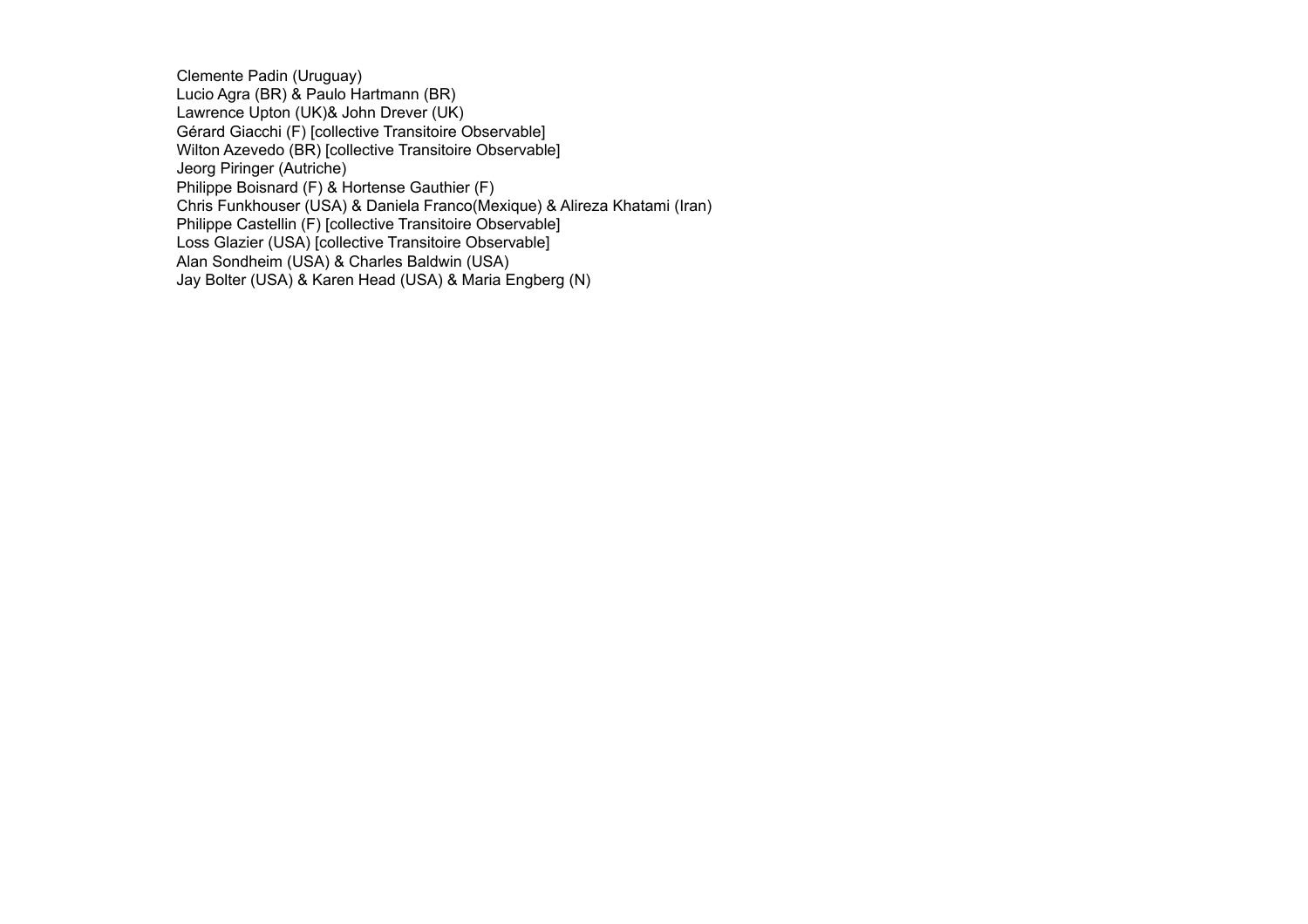Clemente Padin (Uruguay)
Lucio Agra (BR) & Paulo Hartmann (BR)
Lawrence Upton (UK)& John Drever (UK)
Gérard Giacchi (F) [collective Transitoire Observable]
Wilton Azevedo (BR) [collective Transitoire Observable]
Jeorg Piringer (Autriche)
Philippe Boisnard (F) & Hortense Gauthier (F)
Chris Funkhouser (USA) & Daniela Franco(Mexique) & Alireza Khatami (Iran)
Philippe Castellin (F) [collective Transitoire Observable]
Loss Glazier (USA) [collective Transitoire Observable]
Alan Sondheim (USA) & Charles Baldwin (USA)
Jay Bolter (USA) & Karen Head (USA) & Maria Engberg (N)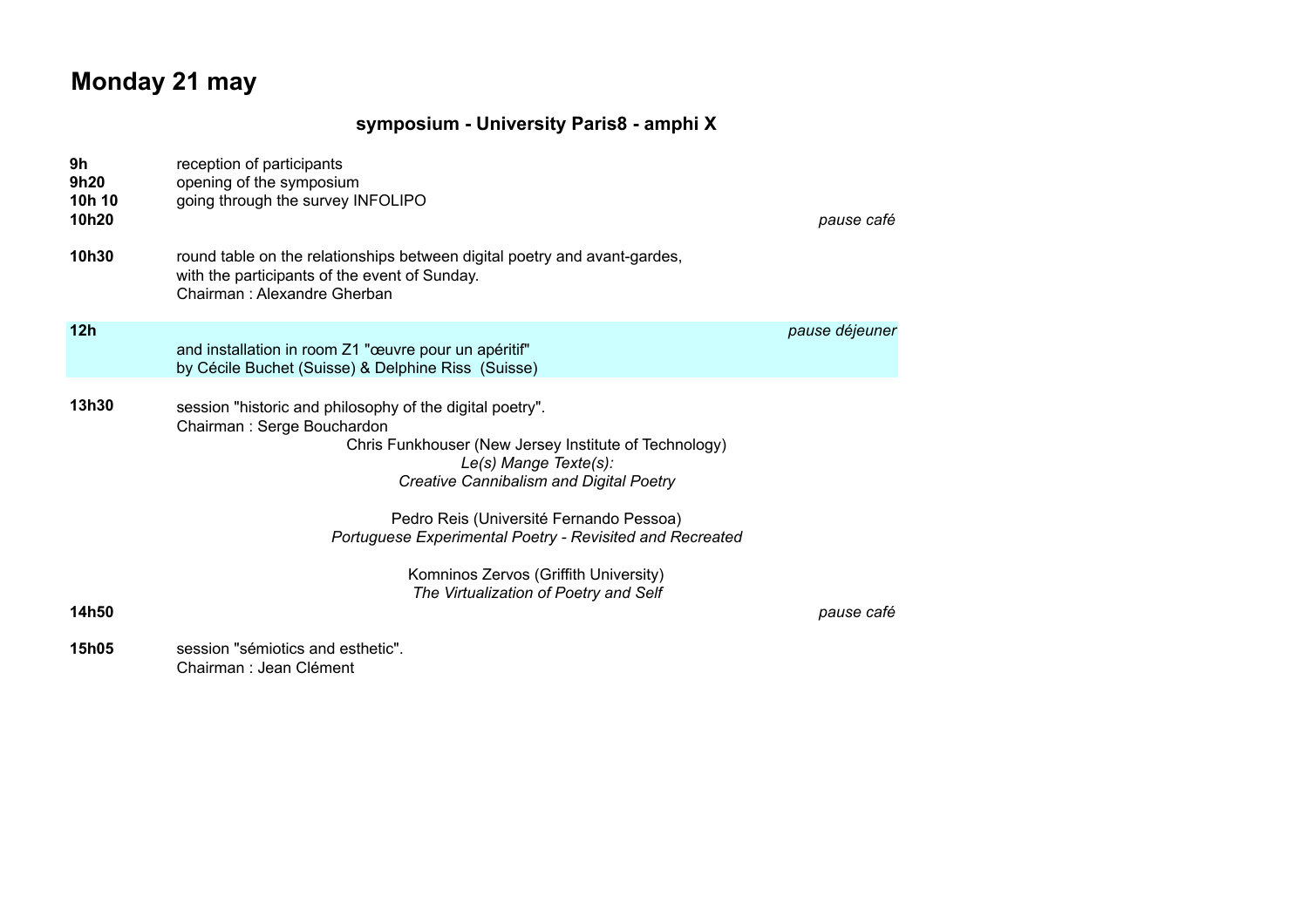# Monday 21 may

### symposium - University Paris8 - amphi X

**9h** reception of participants
**9h20** opening of the symposium
**10h 10** going through the survey INFOLIPO
**10h20** *pause café*

**10h30** round table on the relationships between digital poetry and avant-gardes, with the participants of the event of Sunday.
Chairman : Alexandre Gherban

**12h** *pause déjeuner*
and installation in room Z1 "œuvre pour un apéritif"
by Cécile Buchet (Suisse) & Delphine Riss (Suisse)

**13h30** session "historic and philosophy of the digital poetry".
Chairman : Serge Bouchardon

Chris Funkhouser (New Jersey Institute of Technology)
*Le(s) Mange Texte(s):*
*Creative Cannibalism and Digital Poetry*

Pedro Reis (Université Fernando Pessoa)
*Portuguese Experimental Poetry - Revisited and Recreated*

Komninos Zervos (Griffith University)
*The Virtualization of Poetry and Self*

**14h50** *pause café*

**15h05** session "sémiotics and esthetic".
Chairman : Jean Clément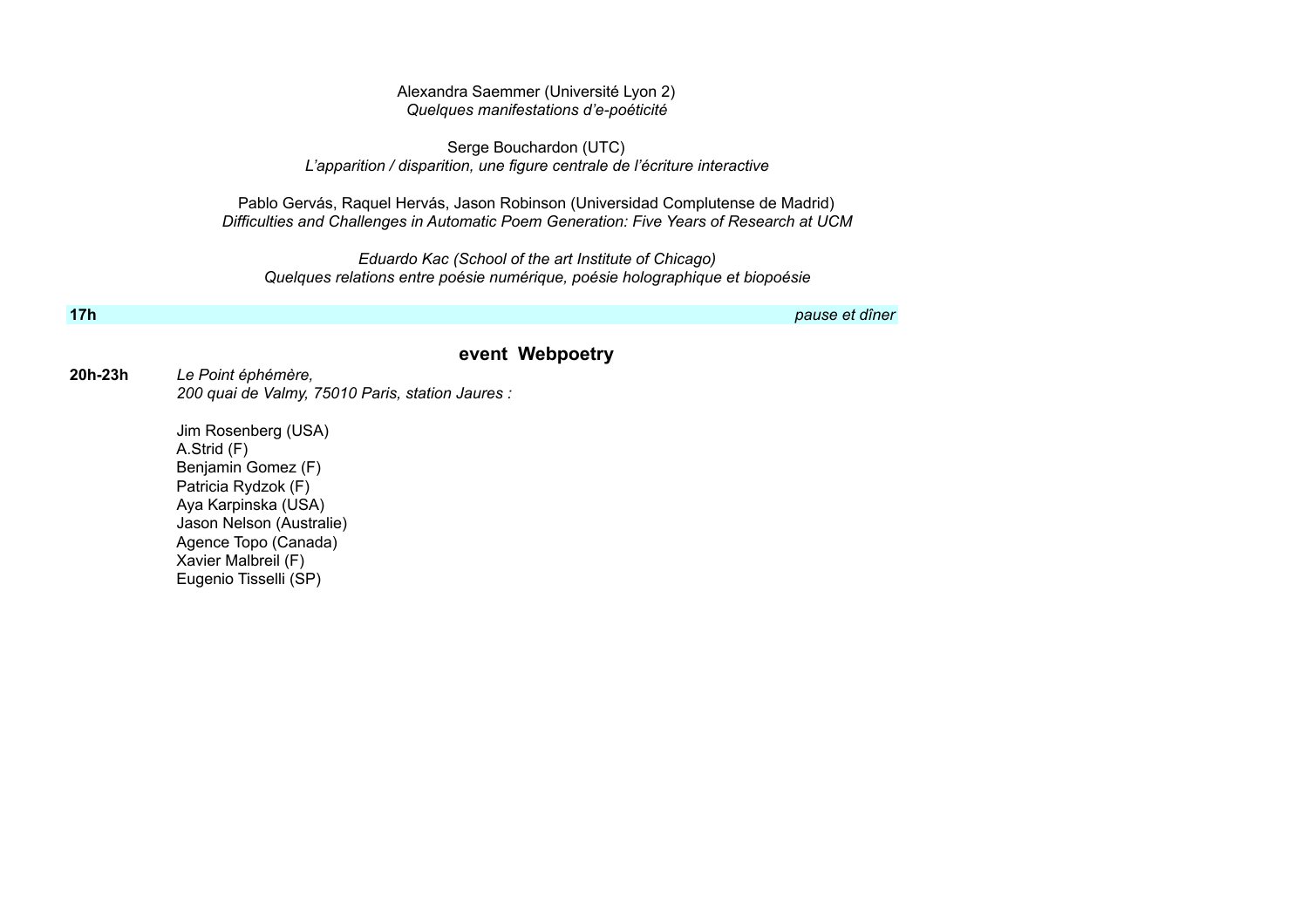Alexandra Saemmer (Université Lyon 2)
*Quelques manifestations d'e-poéticité*

Serge Bouchardon (UTC)
*L'apparition / disparition, une figure centrale de l'écriture interactive*

Pablo Gervás, Raquel Hervás, Jason Robinson (Universidad Complutense de Madrid)
*Difficulties and Challenges in Automatic Poem Generation: Five Years of Research at UCM*

*Eduardo Kac (School of the art Institute of Chicago)*
*Quelques relations entre poésie numérique, poésie holographique et biopoésie*

**17h** *pause et dîner*

## event Webpoetry

**20h-23h** *Le Point éphémère,*
*200 quai de Valmy, 75010 Paris, station Jaures :*

Jim Rosenberg (USA)
A.Strid (F)
Benjamin Gomez (F)
Patricia Rydzok (F)
Aya Karpinska (USA)
Jason Nelson (Australie)
Agence Topo (Canada)
Xavier Malbreil (F)
Eugenio Tisselli (SP)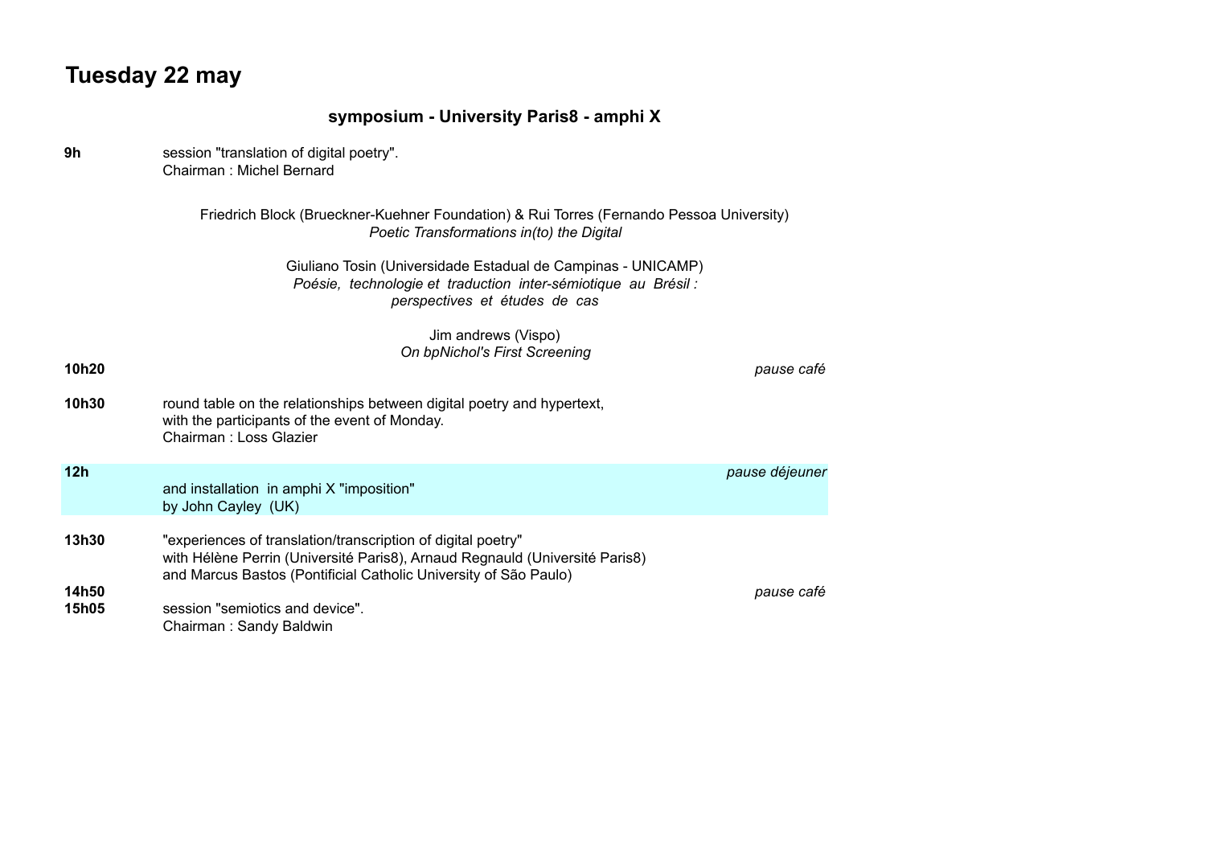# Tuesday 22 may

### symposium - University Paris8 - amphi X

**9h** session "translation of digital poetry".
Chairman : Michel Bernard

Friedrich Block (Brueckner-Kuehner Foundation) & Rui Torres (Fernando Pessoa University)
*Poetic Transformations in(to) the Digital*

Giuliano Tosin (Universidade Estadual de Campinas - UNICAMP)
*Poésie, technologie et traduction inter-sémiotique au Brésil : perspectives et études de cas*

Jim andrews (Vispo)
*On bpNichol's First Screening*

**10h20** *pause café*

**10h30** round table on the relationships between digital poetry and hypertext, with the participants of the event of Monday.
Chairman : Loss Glazier

**12h** *pause déjeuner*
and installation in amphi X "imposition"
by John Cayley (UK)

**13h30** "experiences of translation/transcription of digital poetry"
with Hélène Perrin (Université Paris8), Arnaud Regnauld (Université Paris8) and Marcus Bastos (Pontificial Catholic University of São Paulo)

**14h50** *pause café*

**15h05** session "semiotics and device".
Chairman : Sandy Baldwin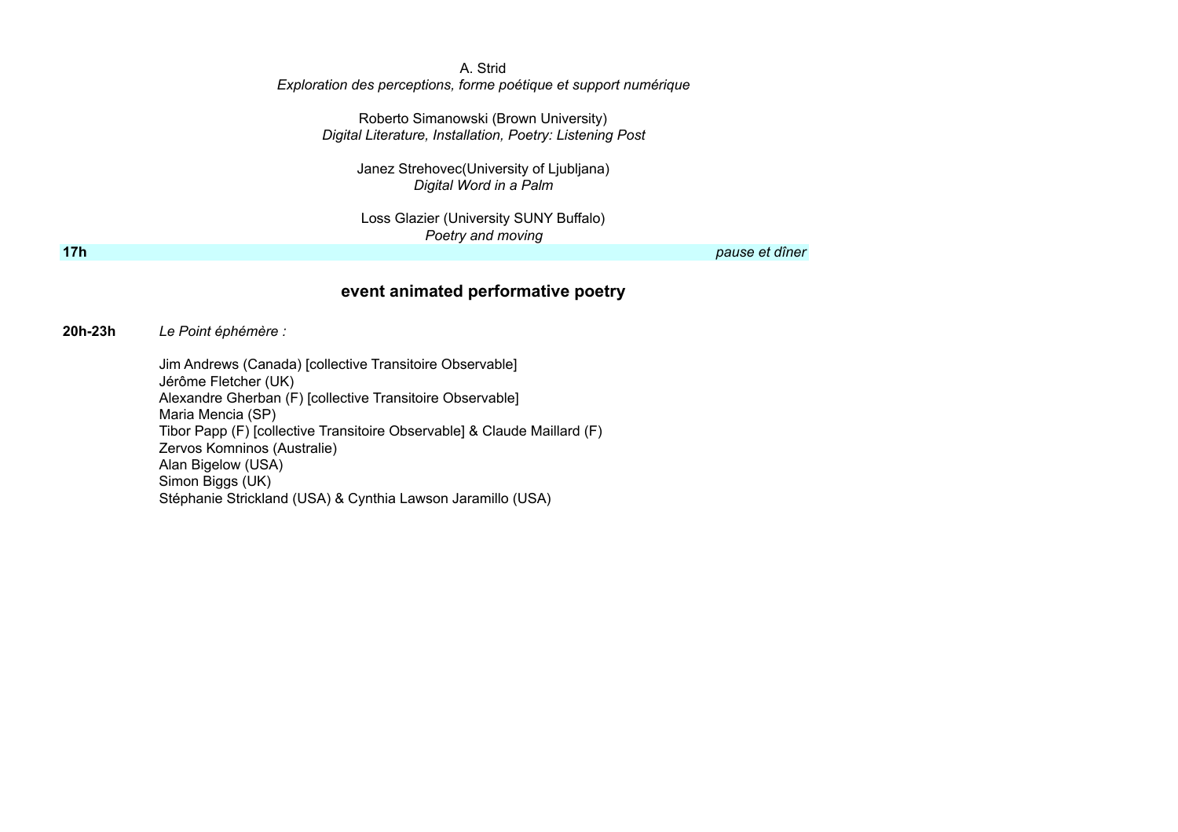A. Strid
*Exploration des perceptions, forme poétique et support numérique*

Roberto Simanowski (Brown University)
*Digital Literature, Installation, Poetry: Listening Post*

Janez Strehovec(University of Ljubljana)
*Digital Word in a Palm*

Loss Glazier (University SUNY Buffalo)
*Poetry and moving*

**17h** *pause et dîner*

## event animated performative poetry

**20h-23h** *Le Point éphémère :*

Jim Andrews (Canada) [collective Transitoire Observable]
Jérôme Fletcher (UK)
Alexandre Gherban (F) [collective Transitoire Observable]
Maria Mencia (SP)
Tibor Papp (F) [collective Transitoire Observable] & Claude Maillard (F)
Zervos Komninos (Australie)
Alan Bigelow (USA)
Simon Biggs (UK)
Stéphanie Strickland (USA) & Cynthia Lawson Jaramillo (USA)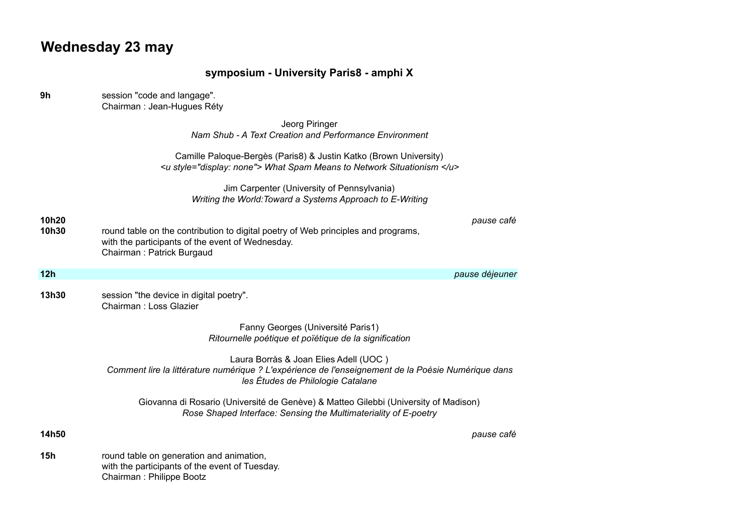# Wednesday 23 may

**symposium - University Paris8 - amphi X**

**9h** session "code and langage".
Chairman : Jean-Hugues Réty

Jeorg Piringer
*Nam Shub - A Text Creation and Performance Environment*

Camille Paloque-Bergès (Paris8) & Justin Katko (Brown University)
*<u style="display: none"> What Spam Means to Network Situationism </u>*

Jim Carpenter (University of Pennsylvania)
*Writing the World:Toward a Systems Approach to E-Writing*

**10h20** *pause café*

**10h30** round table on the contribution to digital poetry of Web principles and programs,
with the participants of the event of Wednesday.
Chairman : Patrick Burgaud

**12h** *pause déjeuner*

**13h30** session "the device in digital poetry".
Chairman : Loss Glazier

Fanny Georges (Université Paris1)
*Ritournelle poétique et poïétique de la signification*

Laura Borràs & Joan Elies Adell (UOC )
*Comment lire la littérature numérique ? L'expérience de l'enseignement de la Poésie Numérique dans les Études de Philologie Catalane*

Giovanna di Rosario (Université de Genève) & Matteo Gilebbi (University of Madison)
*Rose Shaped Interface: Sensing the Multimateriality of E-poetry*

**14h50** *pause café*

**15h** round table on generation and animation,
with the participants of the event of Tuesday.
Chairman : Philippe Bootz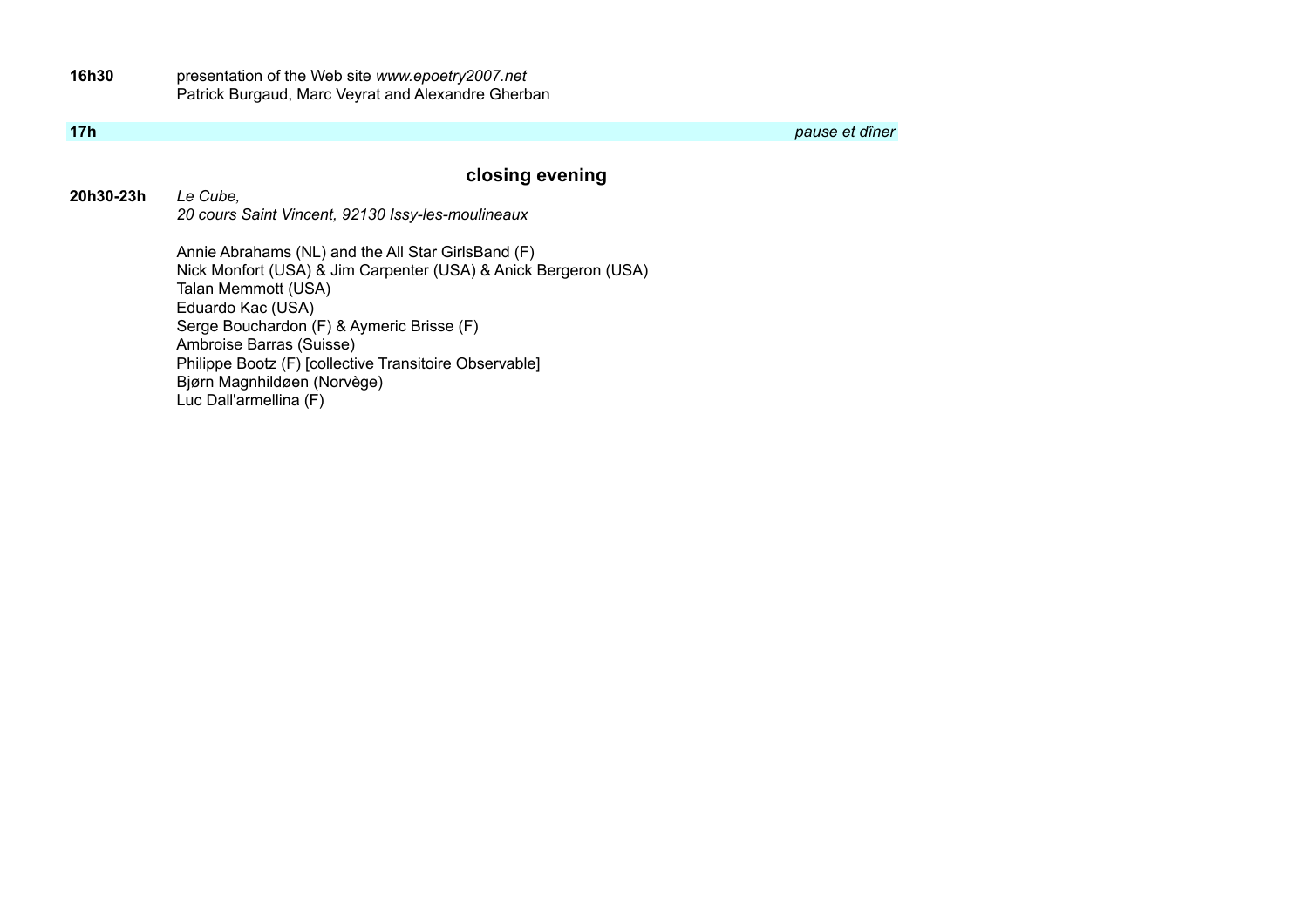**16h30** presentation of the Web site *www.epoetry2007.net*
Patrick Burgaud, Marc Veyrat and Alexandre Gherban

**17h** *pause et dîner*

## closing evening

**20h30-23h** *Le Cube,*
*20 cours Saint Vincent, 92130 Issy-les-moulineaux*

Annie Abrahams (NL) and the All Star GirlsBand (F)
Nick Monfort (USA) & Jim Carpenter (USA) & Anick Bergeron (USA)
Talan Memmott (USA)
Eduardo Kac (USA)
Serge Bouchardon (F) & Aymeric Brisse (F)
Ambroise Barras (Suisse)
Philippe Bootz (F) [collective Transitoire Observable]
Bjørn Magnhildøen (Norvège)
Luc Dall'armellina (F)